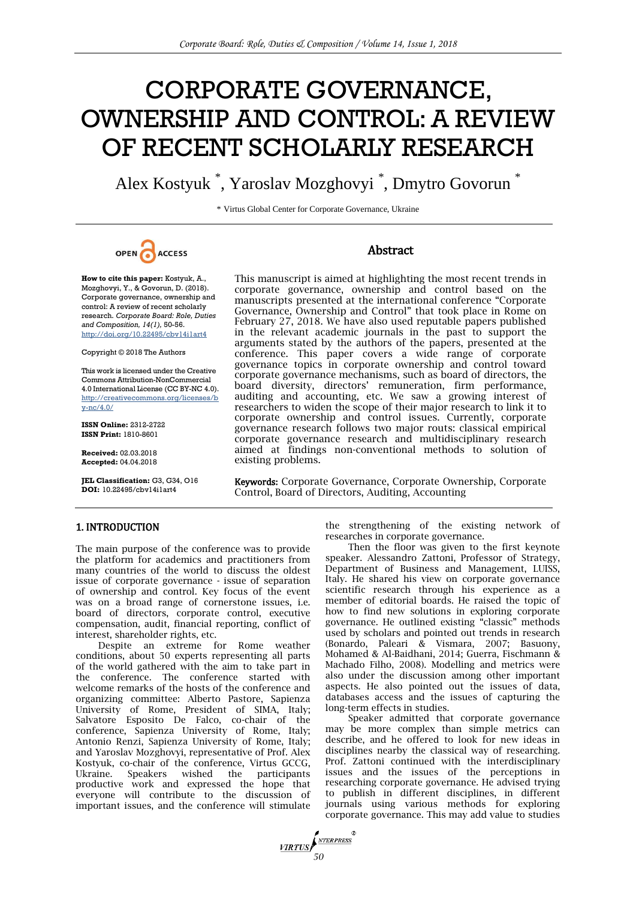# CORPORATE GOVERNANCE, OWNERSHIP AND CONTROL: A REVIEW OF RECENT SCHOLARLY RESEARCH

Alex Kostyuk [*], Yaroslav Mozghovyi [*], Dmytro Govorun [*]

[*] Virtus Global Center for Corporate Governance, Ukraine

OPEN ACCESS

**How to cite this paper:** Kostyuk, A., Mozghovyi, Y., & Govorun, D. (2018). Corporate governance, ownership and control: A review of recent scholarly research. *Corporate Board: Role, Duties and Composition, 14(1),* 50-56. http://doi.org/10.22495/cbv14i1art4

Copyright © 2018 The Authors

This work is licensed under the Creative Commons Attribution-NonCommercial 4.0 International License (CC BY-NC 4.0). http://creativecommons.org/licenses/by-nc/4.0/

**ISSN Online:** 2312-2722
**ISSN Print:** 1810-8601

**Received:** 02.03.2018
**Accepted:** 04.04.2018

**JEL Classification:** G3, G34, O16
**DOI:** 10.22495/cbv14i1art4

## Abstract

This manuscript is aimed at highlighting the most recent trends in corporate governance, ownership and control based on the manuscripts presented at the international conference "Corporate Governance, Ownership and Control" that took place in Rome on February 27, 2018. We have also used reputable papers published in the relevant academic journals in the past to support the arguments stated by the authors of the papers, presented at the conference. This paper covers a wide range of corporate governance topics in corporate ownership and control toward corporate governance mechanisms, such as board of directors, the board diversity, directors' remuneration, firm performance, auditing and accounting, etc. We saw a growing interest of researchers to widen the scope of their major research to link it to corporate ownership and control issues. Currently, corporate governance research follows two major routs: classical empirical corporate governance research and multidisciplinary research aimed at findings non-conventional methods to solution of existing problems.

**Keywords:** Corporate Governance, Corporate Ownership, Corporate Control, Board of Directors, Auditing, Accounting

## 1. INTRODUCTION

The main purpose of the conference was to provide the platform for academics and practitioners from many countries of the world to discuss the oldest issue of corporate governance - issue of separation of ownership and control. Key focus of the event was on a broad range of cornerstone issues, i.e. board of directors, corporate control, executive compensation, audit, financial reporting, conflict of interest, shareholder rights, etc.

Despite an extreme for Rome weather conditions, about 50 experts representing all parts of the world gathered with the aim to take part in the conference. The conference started with welcome remarks of the hosts of the conference and organizing committee: Alberto Pastore, Sapienza University of Rome, President of SIMA, Italy; Salvatore Esposito De Falco, co-chair of the conference, Sapienza University of Rome, Italy; Antonio Renzi, Sapienza University of Rome, Italy; and Yaroslav Mozghovyi, representative of Prof. Alex Kostyuk, co-chair of the conference, Virtus GCCG, Ukraine. Speakers wished the participants productive work and expressed the hope that everyone will contribute to the discussion of important issues, and the conference will stimulate the strengthening of the existing network of researches in corporate governance.

Then the floor was given to the first keynote speaker. Alessandro Zattoni, Professor of Strategy, Department of Business and Management, LUISS, Italy. He shared his view on corporate governance scientific research through his experience as a member of editorial boards. He raised the topic of how to find new solutions in exploring corporate governance. He outlined existing "classic" methods used by scholars and pointed out trends in research (Bonardo, Paleari & Vismara, 2007; Basuony, Mohamed & Al-Baidhani, 2014; Guerra, Fischmann & Machado Filho, 2008). Modelling and metrics were also under the discussion among other important aspects. He also pointed out the issues of data, databases access and the issues of capturing the long-term effects in studies.

Speaker admitted that corporate governance may be more complex than simple metrics can describe, and he offered to look for new ideas in disciplines nearby the classical way of researching. Prof. Zattoni continued with the interdisciplinary issues and the issues of the perceptions in researching corporate governance. He advised trying to publish in different disciplines, in different journals using various methods for exploring corporate governance. This may add value to studies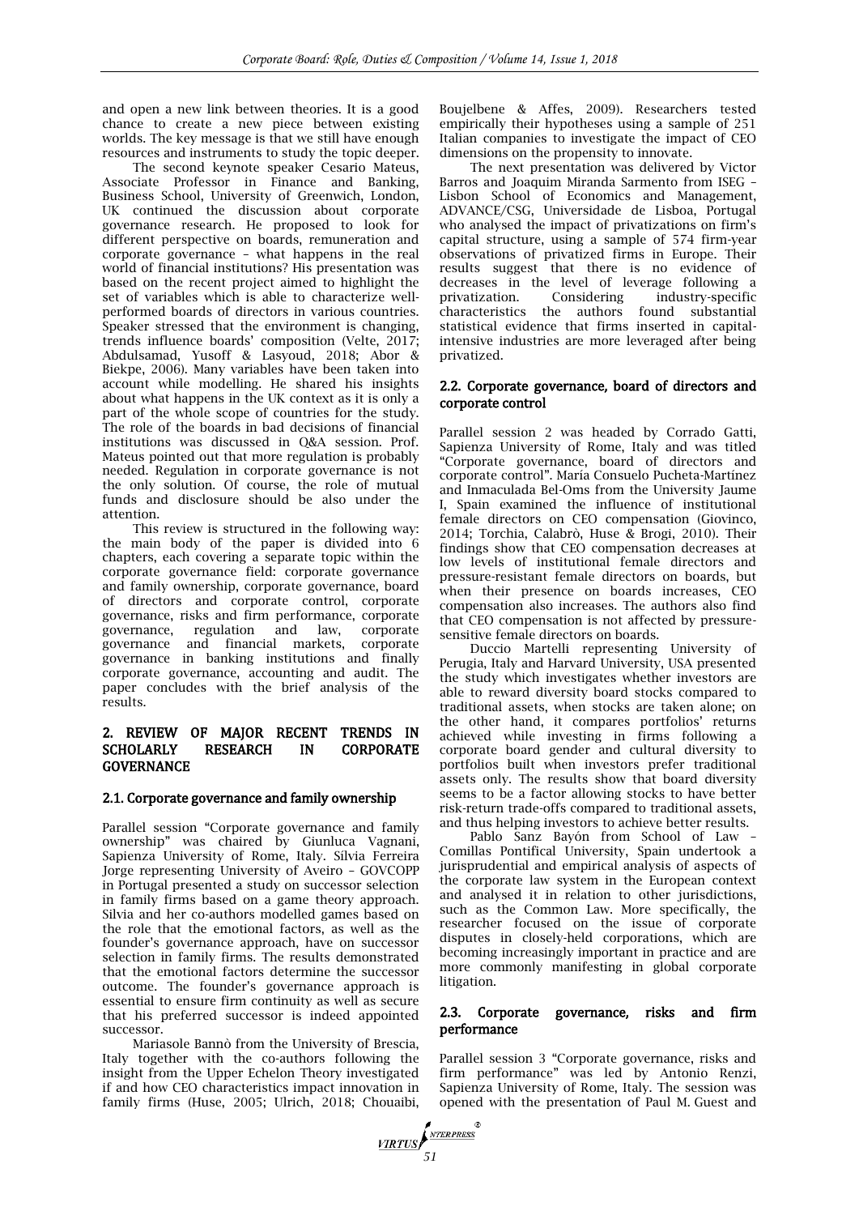and open a new link between theories. It is a good chance to create a new piece between existing worlds. The key message is that we still have enough resources and instruments to study the topic deeper.

The second keynote speaker Cesario Mateus, Associate Professor in Finance and Banking, Business School, University of Greenwich, London, UK continued the discussion about corporate governance research. He proposed to look for different perspective on boards, remuneration and corporate governance – what happens in the real world of financial institutions? His presentation was based on the recent project aimed to highlight the set of variables which is able to characterize well-performed boards of directors in various countries. Speaker stressed that the environment is changing, trends influence boards' composition (Velte, 2017; Abdulsamad, Yusoff & Lasyoud, 2018; Abor & Biekpe, 2006). Many variables have been taken into account while modelling. He shared his insights about what happens in the UK context as it is only a part of the whole scope of countries for the study. The role of the boards in bad decisions of financial institutions was discussed in Q&A session. Prof. Mateus pointed out that more regulation is probably needed. Regulation in corporate governance is not the only solution. Of course, the role of mutual funds and disclosure should be also under the attention.

This review is structured in the following way: the main body of the paper is divided into 6 chapters, each covering a separate topic within the corporate governance field: corporate governance and family ownership, corporate governance, board of directors and corporate control, corporate governance, risks and firm performance, corporate governance, regulation and law, corporate governance and financial markets, corporate governance in banking institutions and finally corporate governance, accounting and audit. The paper concludes with the brief analysis of the results.

## 2. REVIEW OF MAJOR RECENT TRENDS IN SCHOLARLY RESEARCH IN CORPORATE GOVERNANCE

### 2.1. Corporate governance and family ownership

Parallel session "Corporate governance and family ownership" was chaired by Giunluca Vagnani, Sapienza University of Rome, Italy. Sílvia Ferreira Jorge representing University of Aveiro – GOVCOPP in Portugal presented a study on successor selection in family firms based on a game theory approach. Silvia and her co-authors modelled games based on the role that the emotional factors, as well as the founder's governance approach, have on successor selection in family firms. The results demonstrated that the emotional factors determine the successor outcome. The founder's governance approach is essential to ensure firm continuity as well as secure that his preferred successor is indeed appointed successor.

Mariasole Bannò from the University of Brescia, Italy together with the co-authors following the insight from the Upper Echelon Theory investigated if and how CEO characteristics impact innovation in family firms (Huse, 2005; Ulrich, 2018; Chouaibi, Boujelbene & Affes, 2009). Researchers tested empirically their hypotheses using a sample of 251 Italian companies to investigate the impact of CEO dimensions on the propensity to innovate.

The next presentation was delivered by Victor Barros and Joaquim Miranda Sarmento from ISEG – Lisbon School of Economics and Management, ADVANCE/CSG, Universidade de Lisboa, Portugal who analysed the impact of privatizations on firm's capital structure, using a sample of 574 firm-year observations of privatized firms in Europe. Their results suggest that there is no evidence of decreases in the level of leverage following a privatization. Considering industry-specific characteristics the authors found substantial statistical evidence that firms inserted in capital-intensive industries are more leveraged after being privatized.

### 2.2. Corporate governance, board of directors and corporate control

Parallel session 2 was headed by Corrado Gatti, Sapienza University of Rome, Italy and was titled "Corporate governance, board of directors and corporate control". María Consuelo Pucheta-Martínez and Inmaculada Bel-Oms from the University Jaume I, Spain examined the influence of institutional female directors on CEO compensation (Giovinco, 2014; Torchia, Calabrò, Huse & Brogi, 2010). Their findings show that CEO compensation decreases at low levels of institutional female directors and pressure-resistant female directors on boards, but when their presence on boards increases, CEO compensation also increases. The authors also find that CEO compensation is not affected by pressure-sensitive female directors on boards.

Duccio Martelli representing University of Perugia, Italy and Harvard University, USA presented the study which investigates whether investors are able to reward diversity board stocks compared to traditional assets, when stocks are taken alone; on the other hand, it compares portfolios' returns achieved while investing in firms following a corporate board gender and cultural diversity to portfolios built when investors prefer traditional assets only. The results show that board diversity seems to be a factor allowing stocks to have better risk-return trade-offs compared to traditional assets, and thus helping investors to achieve better results.

Pablo Sanz Bayón from School of Law – Comillas Pontifical University, Spain undertook a jurisprudential and empirical analysis of aspects of the corporate law system in the European context and analysed it in relation to other jurisdictions, such as the Common Law. More specifically, the researcher focused on the issue of corporate disputes in closely-held corporations, which are becoming increasingly important in practice and are more commonly manifesting in global corporate litigation.

### 2.3. Corporate governance, risks and firm performance

Parallel session 3 "Corporate governance, risks and firm performance" was led by Antonio Renzi, Sapienza University of Rome, Italy. The session was opened with the presentation of Paul M. Guest and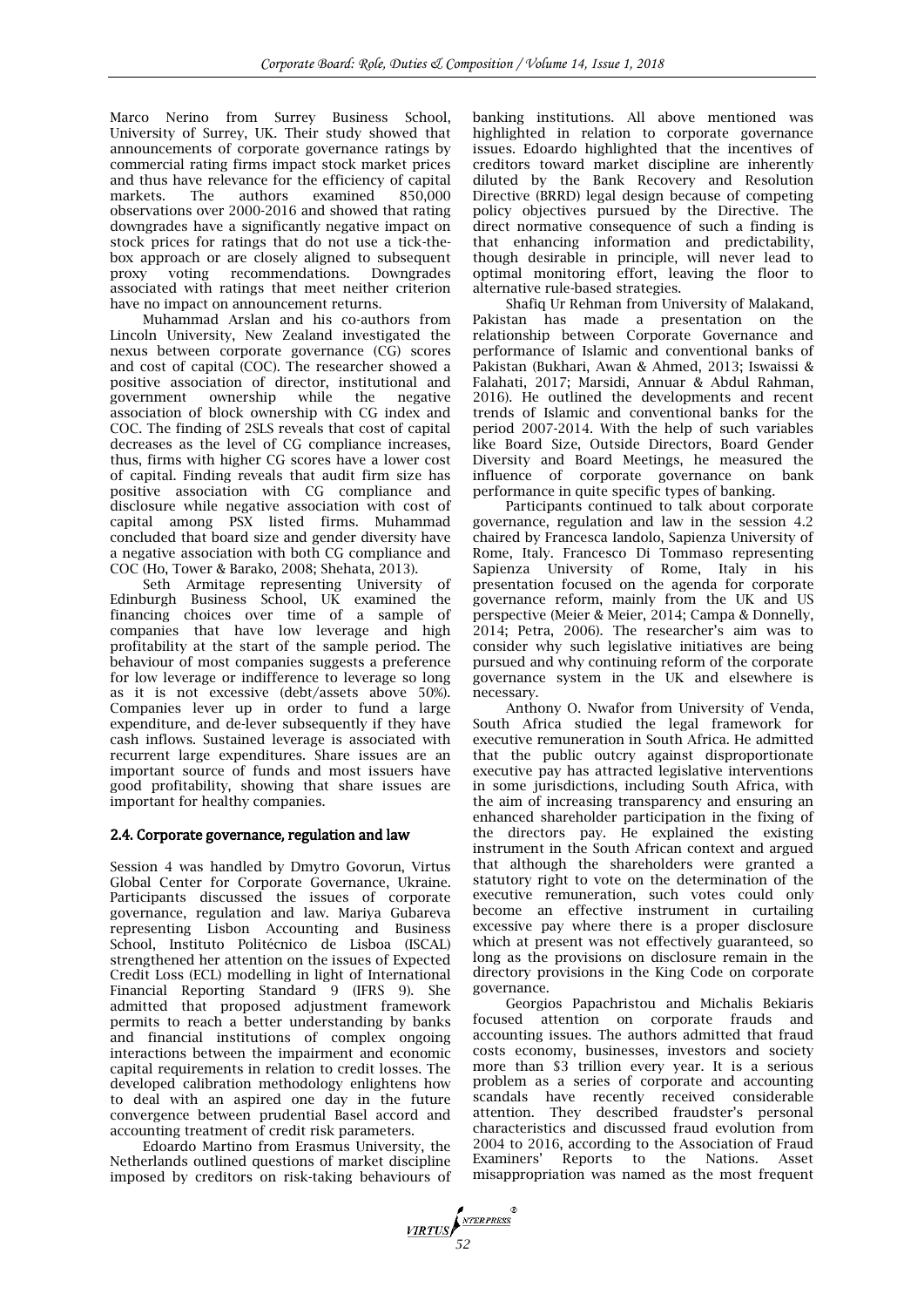Marco Nerino from Surrey Business School, University of Surrey, UK. Their study showed that announcements of corporate governance ratings by commercial rating firms impact stock market prices and thus have relevance for the efficiency of capital markets. The authors examined 850,000 observations over 2000-2016 and showed that rating downgrades have a significantly negative impact on stock prices for ratings that do not use a tick-the-box approach or are closely aligned to subsequent proxy voting recommendations. Downgrades associated with ratings that meet neither criterion have no impact on announcement returns.

Muhammad Arslan and his co-authors from Lincoln University, New Zealand investigated the nexus between corporate governance (CG) scores and cost of capital (COC). The researcher showed a positive association of director, institutional and government ownership while the negative association of block ownership with CG index and COC. The finding of 2SLS reveals that cost of capital decreases as the level of CG compliance increases, thus, firms with higher CG scores have a lower cost of capital. Finding reveals that audit firm size has positive association with CG compliance and disclosure while negative association with cost of capital among PSX listed firms. Muhammad concluded that board size and gender diversity have a negative association with both CG compliance and COC (Ho, Tower & Barako, 2008; Shehata, 2013).

Seth Armitage representing University of Edinburgh Business School, UK examined the financing choices over time of a sample of companies that have low leverage and high profitability at the start of the sample period. The behaviour of most companies suggests a preference for low leverage or indifference to leverage so long as it is not excessive (debt/assets above 50%). Companies lever up in order to fund a large expenditure, and de-lever subsequently if they have cash inflows. Sustained leverage is associated with recurrent large expenditures. Share issues are an important source of funds and most issuers have good profitability, showing that share issues are important for healthy companies.

## 2.4. Corporate governance, regulation and law

Session 4 was handled by Dmytro Govorun, Virtus Global Center for Corporate Governance, Ukraine. Participants discussed the issues of corporate governance, regulation and law. Mariya Gubareva representing Lisbon Accounting and Business School, Instituto Politécnico de Lisboa (ISCAL) strengthened her attention on the issues of Expected Credit Loss (ECL) modelling in light of International Financial Reporting Standard 9 (IFRS 9). She admitted that proposed adjustment framework permits to reach a better understanding by banks and financial institutions of complex ongoing interactions between the impairment and economic capital requirements in relation to credit losses. The developed calibration methodology enlightens how to deal with an aspired one day in the future convergence between prudential Basel accord and accounting treatment of credit risk parameters.

Edoardo Martino from Erasmus University, the Netherlands outlined questions of market discipline imposed by creditors on risk-taking behaviours of banking institutions. All above mentioned was highlighted in relation to corporate governance issues. Edoardo highlighted that the incentives of creditors toward market discipline are inherently diluted by the Bank Recovery and Resolution Directive (BRRD) legal design because of competing policy objectives pursued by the Directive. The direct normative consequence of such a finding is that enhancing information and predictability, though desirable in principle, will never lead to optimal monitoring effort, leaving the floor to alternative rule-based strategies.

Shafiq Ur Rehman from University of Malakand, Pakistan has made a presentation on the relationship between Corporate Governance and performance of Islamic and conventional banks of Pakistan (Bukhari, Awan & Ahmed, 2013; Iswaissi & Falahati, 2017; Marsidi, Annuar & Abdul Rahman, 2016). He outlined the developments and recent trends of Islamic and conventional banks for the period 2007-2014. With the help of such variables like Board Size, Outside Directors, Board Gender Diversity and Board Meetings, he measured the influence of corporate governance on bank performance in quite specific types of banking.

Participants continued to talk about corporate governance, regulation and law in the session 4.2 chaired by Francesca Iandolo, Sapienza University of Rome, Italy. Francesco Di Tommaso representing Sapienza University of Rome, Italy in his presentation focused on the agenda for corporate governance reform, mainly from the UK and US perspective (Meier & Meier, 2014; Campa & Donnelly, 2014; Petra, 2006). The researcher's aim was to consider why such legislative initiatives are being pursued and why continuing reform of the corporate governance system in the UK and elsewhere is necessary.

Anthony O. Nwafor from University of Venda, South Africa studied the legal framework for executive remuneration in South Africa. He admitted that the public outcry against disproportionate executive pay has attracted legislative interventions in some jurisdictions, including South Africa, with the aim of increasing transparency and ensuring an enhanced shareholder participation in the fixing of the directors pay. He explained the existing instrument in the South African context and argued that although the shareholders were granted a statutory right to vote on the determination of the executive remuneration, such votes could only become an effective instrument in curtailing excessive pay where there is a proper disclosure which at present was not effectively guaranteed, so long as the provisions on disclosure remain in the directory provisions in the King Code on corporate governance.

Georgios Papachristou and Michalis Bekiaris focused attention on corporate frauds and accounting issues. The authors admitted that fraud costs economy, businesses, investors and society more than $3 trillion every year. It is a serious problem as a series of corporate and accounting scandals have recently received considerable attention. They described fraudster's personal characteristics and discussed fraud evolution from 2004 to 2016, according to the Association of Fraud Examiners' Reports to the Nations. Asset misappropriation was named as the most frequent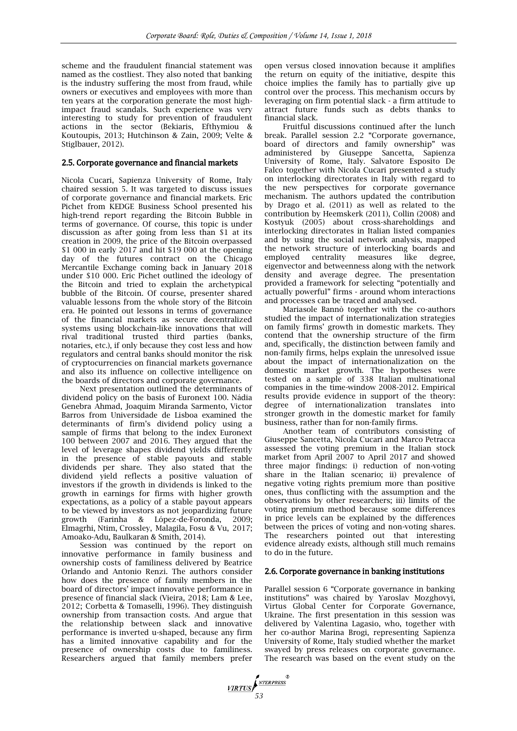scheme and the fraudulent financial statement was named as the costliest. They also noted that banking is the industry suffering the most from fraud, while owners or executives and employees with more than ten years at the corporation generate the most high-impact fraud scandals. Such experience was very interesting to study for prevention of fraudulent actions in the sector (Bekiaris, Efthymiou & Koutoupis, 2013; Hutchinson & Zain, 2009; Velte & Stiglbauer, 2012).

## 2.5. Corporate governance and financial markets

Nicola Cucari, Sapienza University of Rome, Italy chaired session 5. It was targeted to discuss issues of corporate governance and financial markets. Eric Pichet from KEDGE Business School presented his high-trend report regarding the Bitcoin Bubble in terms of governance. Of course, this topic is under discussion as after going from less than $1 at its creation in 2009, the price of the Bitcoin overpassed $1 000 in early 2017 and hit $19 000 at the opening day of the futures contract on the Chicago Mercantile Exchange coming back in January 2018 under $10 000. Eric Pichet outlined the ideology of the Bitcoin and tried to explain the archetypical bubble of the Bitcoin. Of course, presenter shared valuable lessons from the whole story of the Bitcoin era. He pointed out lessons in terms of governance of the financial markets as secure decentralized systems using blockchain-like innovations that will rival traditional trusted third parties (banks, notaries, etc.), if only because they cost less and how regulators and central banks should monitor the risk of cryptocurrencies on financial markets governance and also its influence on collective intelligence on the boards of directors and corporate governance.

Next presentation outlined the determinants of dividend policy on the basis of Euronext 100. Nádia Genebra Ahmad, Joaquim Miranda Sarmento, Victor Barros from Universidade de Lisboa examined the determinants of firm's dividend policy using a sample of firms that belong to the index Euronext 100 between 2007 and 2016. They argued that the level of leverage shapes dividend yields differently in the presence of stable payouts and stable dividends per share. They also stated that the dividend yield reflects a positive valuation of investors if the growth in dividends is linked to the growth in earnings for firms with higher growth expectations, as a policy of a stable payout appears to be viewed by investors as not jeopardizing future growth (Farinha & López-de-Foronda, 2009; Elmagrhi, Ntim, Crossley, Malagila, Fosu & Vu, 2017; Amoako-Adu, Baulkaran & Smith, 2014).

Session was continued by the report on innovative performance in family business and ownership costs of familiness delivered by Beatrice Orlando and Antonio Renzi. The authors consider how does the presence of family members in the board of directors' impact innovative performance in presence of financial slack (Vieira, 2018; Lam & Lee, 2012; Corbetta & Tomaselli, 1996). They distinguish ownership from transaction costs. And argue that the relationship between slack and innovative performance is inverted u-shaped, because any firm has a limited innovative capability and for the presence of ownership costs due to familiness. Researchers argued that family members prefer open versus closed innovation because it amplifies the return on equity of the initiative, despite this choice implies the family has to partially give up control over the process. This mechanism occurs by leveraging on firm potential slack - a firm attitude to attract future funds such as debts thanks to financial slack.

Fruitful discussions continued after the lunch break. Parallel session 2.2 "Corporate governance, board of directors and family ownership" was administered by Giuseppe Sancetta, Sapienza University of Rome, Italy. Salvatore Esposito De Falco together with Nicola Cucari presented a study on interlocking directorates in Italy with regard to the new perspectives for corporate governance mechanism. The authors updated the contribution by Drago et al. (2011) as well as related to the contribution by Heemskerk (2011), Collin (2008) and Kostyuk (2005) about cross-shareholdings and interlocking directorates in Italian listed companies and by using the social network analysis, mapped the network structure of interlocking boards and employed centrality measures like degree, eigenvector and betweenness along with the network density and average degree. The presentation provided a framework for selecting "potentially and actually powerful" firms - around whom interactions and processes can be traced and analysed.

Mariasole Bannò together with the co-authors studied the impact of internationalization strategies on family firms' growth in domestic markets. They contend that the ownership structure of the firm and, specifically, the distinction between family and non-family firms, helps explain the unresolved issue about the impact of internationalization on the domestic market growth. The hypotheses were tested on a sample of 338 Italian multinational companies in the time-window 2008-2012. Empirical results provide evidence in support of the theory: degree of internationalization translates into stronger growth in the domestic market for family business, rather than for non-family firms.

Another team of contributors consisting of Giuseppe Sancetta, Nicola Cucari and Marco Petracca assessed the voting premium in the Italian stock market from April 2007 to April 2017 and showed three major findings: i) reduction of non-voting share in the Italian scenario; ii) prevalence of negative voting rights premium more than positive ones, thus conflicting with the assumption and the observations by other researchers; iii) limits of the voting premium method because some differences in price levels can be explained by the differences between the prices of voting and non-voting shares. The researchers pointed out that interesting evidence already exists, although still much remains to do in the future.

## 2.6. Corporate governance in banking institutions

Parallel session 6 "Corporate governance in banking institutions" was chaired by Yaroslav Mozghovyi, Virtus Global Center for Corporate Governance, Ukraine. The first presentation in this session was delivered by Valentina Lagasio, who, together with her co-author Marina Brogi, representing Sapienza University of Rome, Italy studied whether the market swayed by press releases on corporate governance. The research was based on the event study on the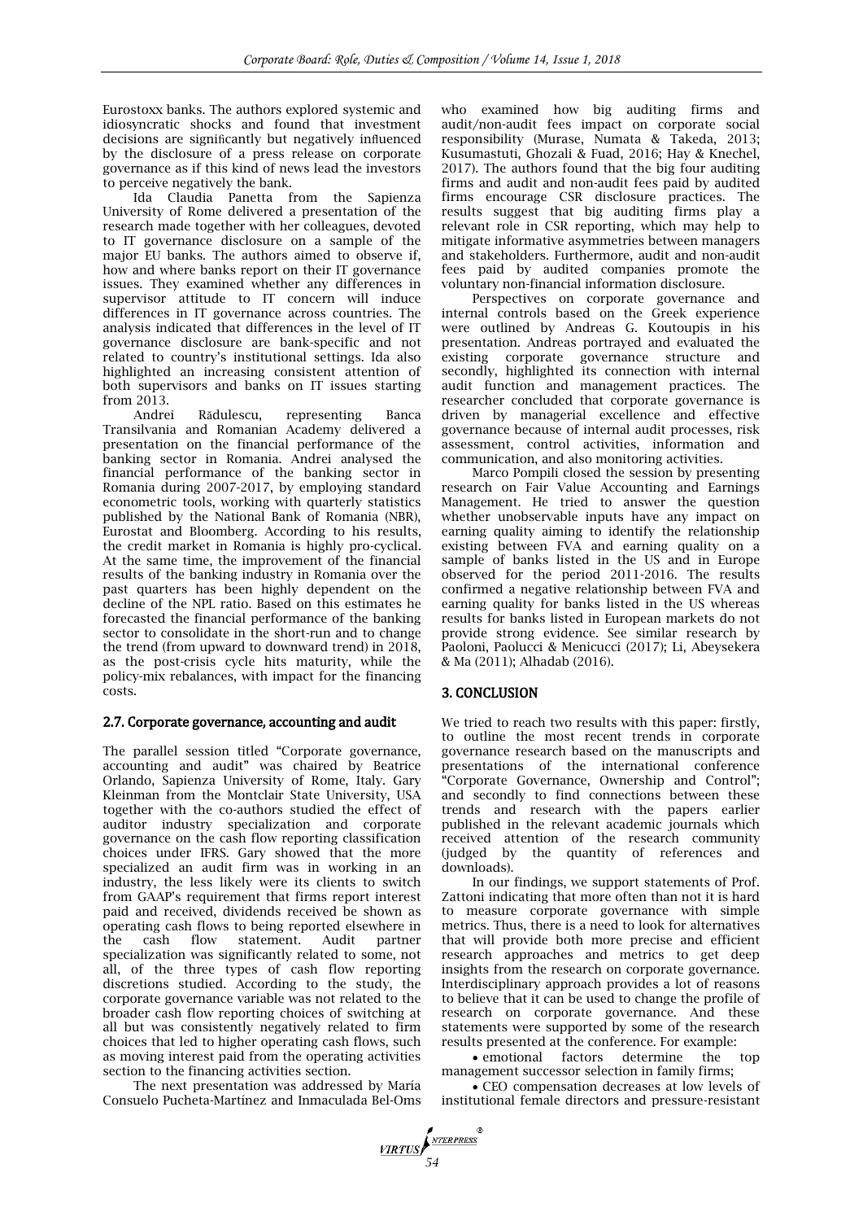Eurostoxx banks. The authors explored systemic and idiosyncratic shocks and found that investment decisions are significantly but negatively influenced by the disclosure of a press release on corporate governance as if this kind of news lead the investors to perceive negatively the bank.

Ida Claudia Panetta from the Sapienza University of Rome delivered a presentation of the research made together with her colleagues, devoted to IT governance disclosure on a sample of the major EU banks. The authors aimed to observe if, how and where banks report on their IT governance issues. They examined whether any differences in supervisor attitude to IT concern will induce differences in IT governance across countries. The analysis indicated that differences in the level of IT governance disclosure are bank-specific and not related to country's institutional settings. Ida also highlighted an increasing consistent attention of both supervisors and banks on IT issues starting from 2013.

Andrei Rădulescu, representing Banca Transilvania and Romanian Academy delivered a presentation on the financial performance of the banking sector in Romania. Andrei analysed the financial performance of the banking sector in Romania during 2007-2017, by employing standard econometric tools, working with quarterly statistics published by the National Bank of Romania (NBR), Eurostat and Bloomberg. According to his results, the credit market in Romania is highly pro-cyclical. At the same time, the improvement of the financial results of the banking industry in Romania over the past quarters has been highly dependent on the decline of the NPL ratio. Based on this estimates he forecasted the financial performance of the banking sector to consolidate in the short-run and to change the trend (from upward to downward trend) in 2018, as the post-crisis cycle hits maturity, while the policy-mix rebalances, with impact for the financing costs.

### 2.7. Corporate governance, accounting and audit

The parallel session titled "Corporate governance, accounting and audit" was chaired by Beatrice Orlando, Sapienza University of Rome, Italy. Gary Kleinman from the Montclair State University, USA together with the co-authors studied the effect of auditor industry specialization and corporate governance on the cash flow reporting classification choices under IFRS. Gary showed that the more specialized an audit firm was in working in an industry, the less likely were its clients to switch from GAAP's requirement that firms report interest paid and received, dividends received be shown as operating cash flows to being reported elsewhere in the cash flow statement. Audit partner specialization was significantly related to some, not all, of the three types of cash flow reporting discretions studied. According to the study, the corporate governance variable was not related to the broader cash flow reporting choices of switching at all but was consistently negatively related to firm choices that led to higher operating cash flows, such as moving interest paid from the operating activities section to the financing activities section.

The next presentation was addressed by María Consuelo Pucheta-Martínez and Inmaculada Bel-Oms who examined how big auditing firms and audit/non-audit fees impact on corporate social responsibility (Murase, Numata & Takeda, 2013; Kusumastuti, Ghozali & Fuad, 2016; Hay & Knechel, 2017). The authors found that the big four auditing firms and audit and non-audit fees paid by audited firms encourage CSR disclosure practices. The results suggest that big auditing firms play a relevant role in CSR reporting, which may help to mitigate informative asymmetries between managers and stakeholders. Furthermore, audit and non-audit fees paid by audited companies promote the voluntary non-financial information disclosure.

Perspectives on corporate governance and internal controls based on the Greek experience were outlined by Andreas G. Koutoupis in his presentation. Andreas portrayed and evaluated the existing corporate governance structure and secondly, highlighted its connection with internal audit function and management practices. The researcher concluded that corporate governance is driven by managerial excellence and effective governance because of internal audit processes, risk assessment, control activities, information and communication, and also monitoring activities.

Marco Pompili closed the session by presenting research on Fair Value Accounting and Earnings Management. He tried to answer the question whether unobservable inputs have any impact on earning quality aiming to identify the relationship existing between FVA and earning quality on a sample of banks listed in the US and in Europe observed for the period 2011-2016. The results confirmed a negative relationship between FVA and earning quality for banks listed in the US whereas results for banks listed in European markets do not provide strong evidence. See similar research by Paoloni, Paolucci & Menicucci (2017); Li, Abeysekera & Ma (2011); Alhadab (2016).

## 3. CONCLUSION

We tried to reach two results with this paper: firstly, to outline the most recent trends in corporate governance research based on the manuscripts and presentations of the international conference "Corporate Governance, Ownership and Control"; and secondly to find connections between these trends and research with the papers earlier published in the relevant academic journals which received attention of the research community (judged by the quantity of references and downloads).

In our findings, we support statements of Prof. Zattoni indicating that more often than not it is hard to measure corporate governance with simple metrics. Thus, there is a need to look for alternatives that will provide both more precise and efficient research approaches and metrics to get deep insights from the research on corporate governance. Interdisciplinary approach provides a lot of reasons to believe that it can be used to change the profile of research on corporate governance. And these statements were supported by some of the research results presented at the conference. For example:

- emotional factors determine the top management successor selection in family firms;
- CEO compensation decreases at low levels of institutional female directors and pressure-resistant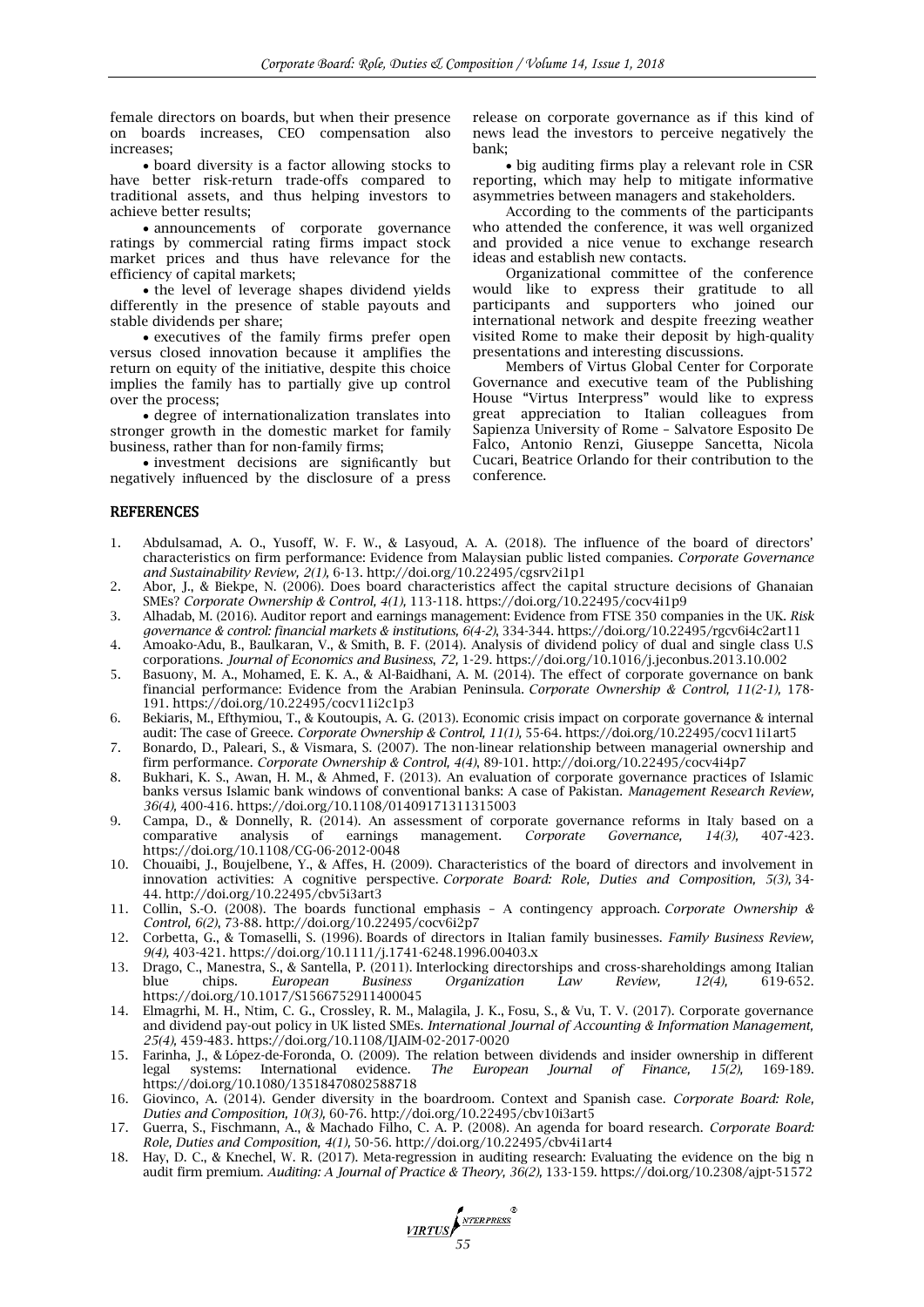female directors on boards, but when their presence on boards increases, CEO compensation also increases;

- board diversity is a factor allowing stocks to have better risk-return trade-offs compared to traditional assets, and thus helping investors to achieve better results;
- announcements of corporate governance ratings by commercial rating firms impact stock market prices and thus have relevance for the efficiency of capital markets;
- the level of leverage shapes dividend yields differently in the presence of stable payouts and stable dividends per share;
- executives of the family firms prefer open versus closed innovation because it amplifies the return on equity of the initiative, despite this choice implies the family has to partially give up control over the process;
- degree of internationalization translates into stronger growth in the domestic market for family business, rather than for non-family firms;
- investment decisions are significantly but negatively influenced by the disclosure of a press release on corporate governance as if this kind of news lead the investors to perceive negatively the bank;
- big auditing firms play a relevant role in CSR reporting, which may help to mitigate informative asymmetries between managers and stakeholders.

According to the comments of the participants who attended the conference, it was well organized and provided a nice venue to exchange research ideas and establish new contacts.

Organizational committee of the conference would like to express their gratitude to all participants and supporters who joined our international network and despite freezing weather visited Rome to make their deposit by high-quality presentations and interesting discussions.

Members of Virtus Global Center for Corporate Governance and executive team of the Publishing House "Virtus Interpress" would like to express great appreciation to Italian colleagues from Sapienza University of Rome – Salvatore Esposito De Falco, Antonio Renzi, Giuseppe Sancetta, Nicola Cucari, Beatrice Orlando for their contribution to the conference.

## REFERENCES

1. Abdulsamad, A. O., Yusoff, W. F. W., & Lasyoud, A. A. (2018). The influence of the board of directors' characteristics on firm performance: Evidence from Malaysian public listed companies. *Corporate Governance and Sustainability Review, 2(1)*, 6-13. http://doi.org/10.22495/cgsrv2i1p1
2. Abor, J., & Biekpe, N. (2006). Does board characteristics affect the capital structure decisions of Ghanaian SMEs? *Corporate Ownership & Control, 4(1)*, 113-118. https://doi.org/10.22495/cocv4i1p9
3. Alhadab, M. (2016). Auditor report and earnings management: Evidence from FTSE 350 companies in the UK. *Risk governance & control: financial markets & institutions, 6(4-2)*, 334-344. https://doi.org/10.22495/rgcv6i4c2art11
4. Amoako-Adu, B., Baulkaran, V., & Smith, B. F. (2014). Analysis of dividend policy of dual and single class U.S corporations. *Journal of Economics and Business, 72*, 1-29. https://doi.org/10.1016/j.jeconbus.2013.10.002
5. Basuony, M. A., Mohamed, E. K. A., & Al-Baidhani, A. M. (2014). The effect of corporate governance on bank financial performance: Evidence from the Arabian Peninsula. *Corporate Ownership & Control, 11(2-1)*, 178-191. https://doi.org/10.22495/cocv11i2c1p3
6. Bekiaris, M., Efthymiou, T., & Koutoupis, A. G. (2013). Economic crisis impact on corporate governance & internal audit: The case of Greece. *Corporate Ownership & Control, 11(1)*, 55-64. https://doi.org/10.22495/cocv11i1art5
7. Bonardo, D., Paleari, S., & Vismara, S. (2007). The non-linear relationship between managerial ownership and firm performance. *Corporate Ownership & Control, 4(4)*, 89-101. http://doi.org/10.22495/cocv4i4p7
8. Bukhari, K. S., Awan, H. M., & Ahmed, F. (2013). An evaluation of corporate governance practices of Islamic banks versus Islamic bank windows of conventional banks: A case of Pakistan. *Management Research Review, 36(4)*, 400-416. https://doi.org/10.1108/01409171311315003
9. Campa, D., & Donnelly, R. (2014). An assessment of corporate governance reforms in Italy based on a comparative analysis of earnings management. *Corporate Governance, 14(3)*, 407-423. https://doi.org/10.1108/CG-06-2012-0048
10. Chouaibi, J., Boujelbene, Y., & Affes, H. (2009). Characteristics of the board of directors and involvement in innovation activities: A cognitive perspective. *Corporate Board: Role, Duties and Composition, 5(3)*, 34-44. http://doi.org/10.22495/cbv5i3art3
11. Collin, S.-O. (2008). The boards functional emphasis – A contingency approach. *Corporate Ownership & Control, 6(2)*, 73-88. http://doi.org/10.22495/cocv6i2p7
12. Corbetta, G., & Tomaselli, S. (1996). Boards of directors in Italian family businesses. *Family Business Review, 9(4)*, 403-421. https://doi.org/10.1111/j.1741-6248.1996.00403.x
13. Drago, C., Manestra, S., & Santella, P. (2011). Interlocking directorships and cross-shareholdings among Italian blue chips. *European Business Organization Law Review, 12(4)*, 619-652. https://doi.org/10.1017/S1566752911400045
14. Elmagrhi, M. H., Ntim, C. G., Crossley, R. M., Malagila, J. K., Fosu, S., & Vu, T. V. (2017). Corporate governance and dividend pay-out policy in UK listed SMEs. *International Journal of Accounting & Information Management, 25(4)*, 459-483. https://doi.org/10.1108/IJAIM-02-2017-0020
15. Farinha, J., & López-de-Foronda, O. (2009). The relation between dividends and insider ownership in different legal systems: International evidence. *The European Journal of Finance, 15(2)*, 169-189. https://doi.org/10.1080/13518470802588718
16. Giovinco, A. (2014). Gender diversity in the boardroom. Context and Spanish case. *Corporate Board: Role, Duties and Composition, 10(3)*, 60-76. http://doi.org/10.22495/cbv10i3art5
17. Guerra, S., Fischmann, A., & Machado Filho, C. A. P. (2008). An agenda for board research. *Corporate Board: Role, Duties and Composition, 4(1)*, 50-56. http://doi.org/10.22495/cbv4i1art4
18. Hay, D. C., & Knechel, W. R. (2017). Meta-regression in auditing research: Evaluating the evidence on the big n audit firm premium. *Auditing: A Journal of Practice & Theory, 36(2)*, 133-159. https://doi.org/10.2308/ajpt-51572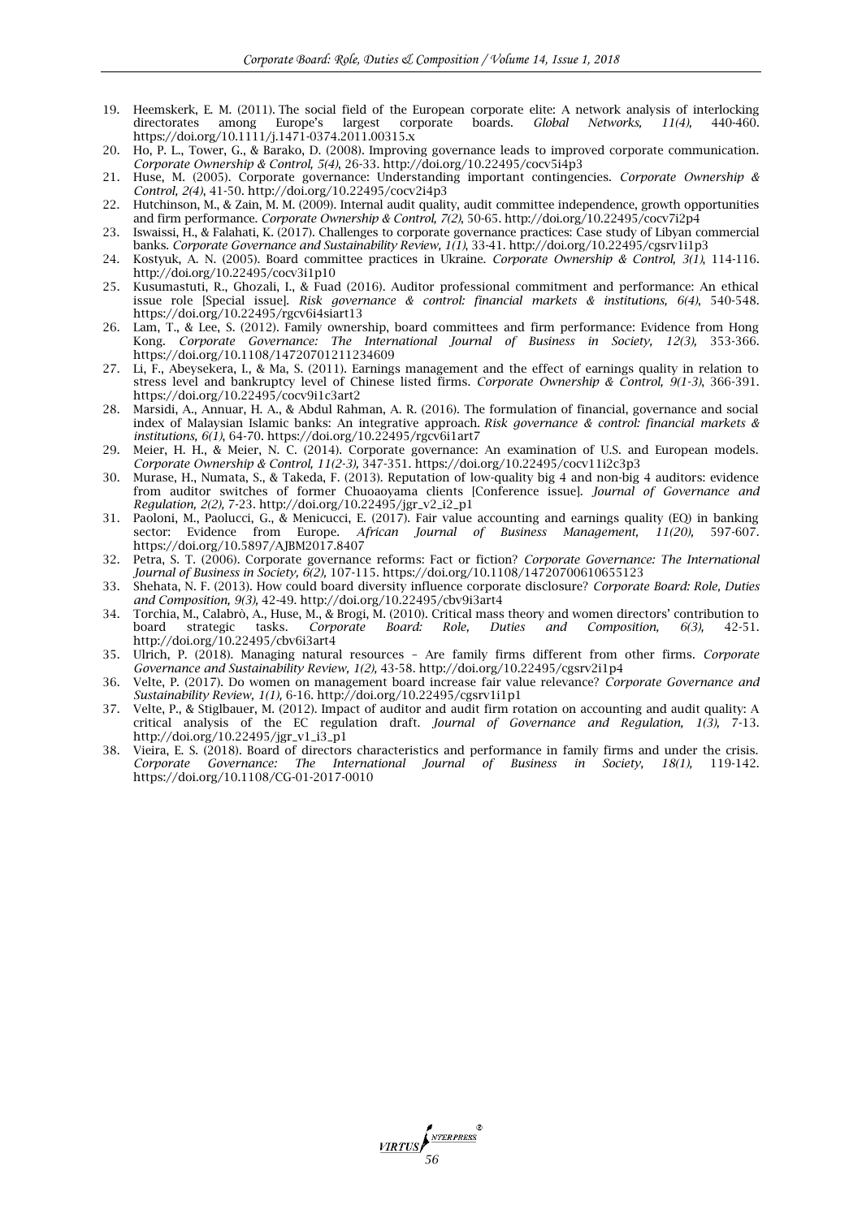19. Heemskerk, E. M. (2011). The social field of the European corporate elite: A network analysis of interlocking directorates among Europe's largest corporate boards. *Global Networks, 11(4),* 440-460. https://doi.org/10.1111/j.1471-0374.2011.00315.x
20. Ho, P. L., Tower, G., & Barako, D. (2008). Improving governance leads to improved corporate communication. *Corporate Ownership & Control, 5(4)*, 26-33. http://doi.org/10.22495/cocv5i4p3
21. Huse, M. (2005). Corporate governance: Understanding important contingencies. *Corporate Ownership & Control, 2(4)*, 41-50. http://doi.org/10.22495/cocv2i4p3
22. Hutchinson, M., & Zain, M. M. (2009). Internal audit quality, audit committee independence, growth opportunities and firm performance. *Corporate Ownership & Control, 7(2)*, 50-65. http://doi.org/10.22495/cocv7i2p4
23. Iswaissi, H., & Falahati, K. (2017). Challenges to corporate governance practices: Case study of Libyan commercial banks. *Corporate Governance and Sustainability Review, 1(1),* 33-41. http://doi.org/10.22495/cgsrv1i1p3
24. Kostyuk, A. N. (2005). Board committee practices in Ukraine. *Corporate Ownership & Control, 3(1)*, 114-116. http://doi.org/10.22495/cocv3i1p10
25. Kusumastuti, R., Ghozali, I., & Fuad (2016). Auditor professional commitment and performance: An ethical issue role [Special issue]. *Risk governance & control: financial markets & institutions, 6(4)*, 540-548. https://doi.org/10.22495/rgcv6i4siart13
26. Lam, T., & Lee, S. (2012). Family ownership, board committees and firm performance: Evidence from Hong Kong. *Corporate Governance: The International Journal of Business in Society, 12(3),* 353-366. https://doi.org/10.1108/14720701211234609
27. Li, F., Abeysekera, I., & Ma, S. (2011). Earnings management and the effect of earnings quality in relation to stress level and bankruptcy level of Chinese listed firms. *Corporate Ownership & Control, 9(1-3)*, 366-391. https://doi.org/10.22495/cocv9i1c3art2
28. Marsidi, A., Annuar, H. A., & Abdul Rahman, A. R. (2016). The formulation of financial, governance and social index of Malaysian Islamic banks: An integrative approach. *Risk governance & control: financial markets & institutions, 6(1)*, 64-70. https://doi.org/10.22495/rgcv6i1art7
29. Meier, H. H., & Meier, N. C. (2014). Corporate governance: An examination of U.S. and European models. *Corporate Ownership & Control, 11(2-3),* 347-351. https://doi.org/10.22495/cocv11i2c3p3
30. Murase, H., Numata, S., & Takeda, F. (2013). Reputation of low-quality big 4 and non-big 4 auditors: evidence from auditor switches of former Chuoaoyama clients [Conference issue]. *Journal of Governance and Regulation, 2(2),* 7-23. http://doi.org/10.22495/jgr_v2_i2_p1
31. Paoloni, M., Paolucci, G., & Menicucci, E. (2017). Fair value accounting and earnings quality (EQ) in banking sector: Evidence from Europe. *African Journal of Business Management, 11(20),* 597-607. https://doi.org/10.5897/AJBM2017.8407
32. Petra, S. T. (2006). Corporate governance reforms: Fact or fiction? *Corporate Governance: The International Journal of Business in Society, 6(2),* 107-115. https://doi.org/10.1108/14720700610655123
33. Shehata, N. F. (2013). How could board diversity influence corporate disclosure? *Corporate Board: Role, Duties and Composition, 9(3),* 42-49. http://doi.org/10.22495/cbv9i3art4
34. Torchia, M., Calabrò, A., Huse, M., & Brogi, M. (2010). Critical mass theory and women directors' contribution to board strategic tasks. *Corporate Board: Role, Duties and Composition, 6(3),* 42-51. http://doi.org/10.22495/cbv6i3art4
35. Ulrich, P. (2018). Managing natural resources – Are family firms different from other firms. *Corporate Governance and Sustainability Review, 1(2),* 43-58. http://doi.org/10.22495/cgsrv2i1p4
36. Velte, P. (2017). Do women on management board increase fair value relevance? *Corporate Governance and Sustainability Review, 1(1),* 6-16. http://doi.org/10.22495/cgsrv1i1p1
37. Velte, P., & Stiglbauer, M. (2012). Impact of auditor and audit firm rotation on accounting and audit quality: A critical analysis of the EC regulation draft. *Journal of Governance and Regulation, 1(3),* 7-13. http://doi.org/10.22495/jgr_v1_i3_p1
38. Vieira, E. S. (2018). Board of directors characteristics and performance in family firms and under the crisis. *Corporate Governance: The International Journal of Business in Society, 18(1),* 119-142. https://doi.org/10.1108/CG-01-2017-0010